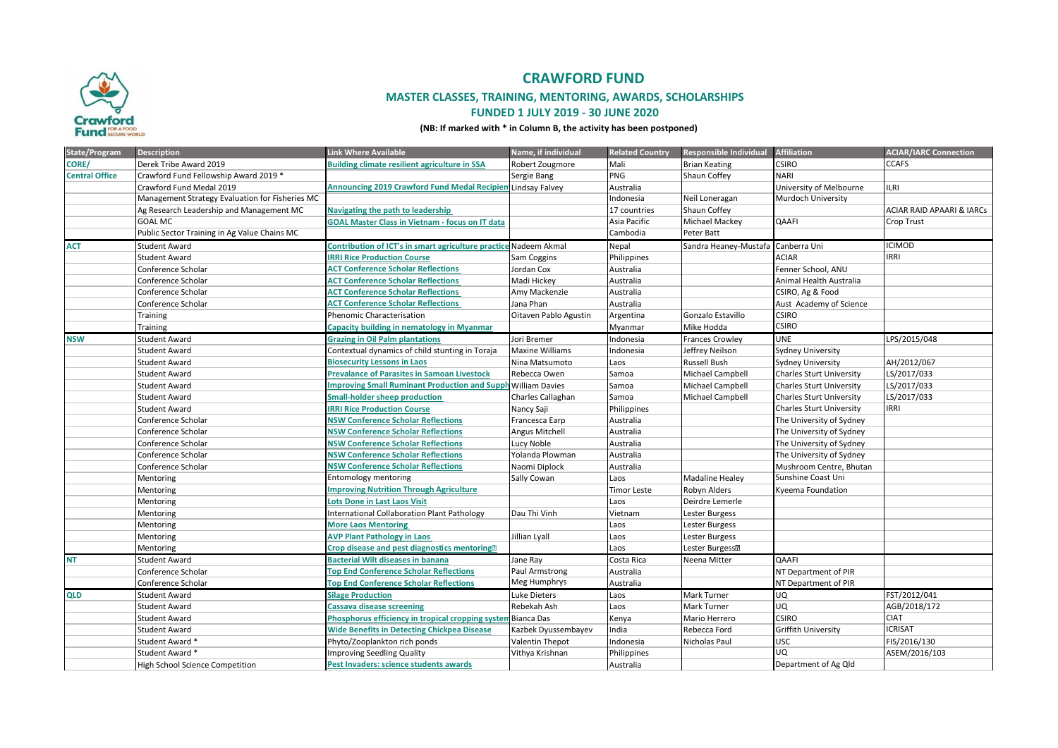# CRAWFORD FUND

## MASTER CLASSES, TRAINING, MENTORING, AWARDS, SCHOLARSHIPS

### FUNDED 1 JULY 2019 - 30 JUNE 2020

**(NB: If marked with * in Column B, the activity has been postponed)**

| State/Program | Description | Link Where Available | Name, if individual | Related Country | Responsible Individual | Affiliation | ACIAR/IARC Connection |
|---|---|---|---|---|---|---|---|
| CORE/ | Derek Tribe Award 2019 | Building climate resilient agriculture in SSA | Robert Zougmore | Mali | Brian Keating | CSIRO | CCAFS |
| Central Office | Crawford Fund Fellowship Award 2019 * | | Sergie Bang | PNG | Shaun Coffey | NARI | |
| | Crawford Fund Medal 2019 | Announcing 2019 Crawford Fund Medal Recipien | Lindsay Falvey | Australia | | University of Melbourne | ILRI |
| | Management Strategy Evaluation for Fisheries MC | | | Indonesia | Neil Loneragan | Murdoch University | |
| | Ag Research Leadership and Management MC | Navigating the path to leadership | | 17 countries | Shaun Coffey | | ACIAR RAID APAARI & IARCs |
| | GOAL MC | GOAL Master Class in Vietnam - focus on IT data | | Asia Pacific | Michael Mackey | QAAFI | Crop Trust |
| | Public Sector Training in Ag Value Chains MC | | | Cambodia | Peter Batt | | |
| ACT | Student Award | Contribution of ICT's in smart agriculture practice | Nadeem Akmal | Nepal | Sandra Heaney-Mustafa | Canberra Uni | ICIMOD |
| | Student Award | IRRI Rice Production Course | Sam Coggins | Philippines | | ACIAR | IRRI |
| | Conference Scholar | ACT Conference Scholar Reflections | Jordan Cox | Australia | | Fenner School, ANU | |
| | Conference Scholar | ACT Conference Scholar Reflections | Madi Hickey | Australia | | Animal Health Australia | |
| | Conference Scholar | ACT Conference Scholar Reflections | Amy Mackenzie | Australia | | CSIRO, Ag & Food | |
| | Conference Scholar | ACT Conference Scholar Reflections | Jana Phan | Australia | | Aust Academy of Science | |
| | Training | Phenomic Characterisation | Oitaven Pablo Agustin | Argentina | Gonzalo Estavillo | CSIRO | |
| | Training | Capacity building in nematology in Myanmar | | Myanmar | Mike Hodda | CSIRO | |
| NSW | Student Award | Grazing in Oil Palm plantations | Jori Bremer | Indonesia | Frances Crowley | UNE | LPS/2015/048 |
| | Student Award | Contextual dynamics of child stunting in Toraja | Maxine Williams | Indonesia | Jeffrey Neilson | Sydney University | |
| | Student Award | Biosecurity Lessons in Laos | Nina Matsumoto | Laos | Russell Bush | Sydney University | AH/2012/067 |
| | Student Award | Prevalance of Parasites in Samoan Livestock | Rebecca Owen | Samoa | Michael Campbell | Charles Sturt University | LS/2017/033 |
| | Student Award | Improving Small Ruminant Production and Supply | William Davies | Samoa | Michael Campbell | Charles Sturt University | LS/2017/033 |
| | Student Award | Small-holder sheep production | Charles Callaghan | Samoa | Michael Campbell | Charles Sturt University | LS/2017/033 |
| | Student Award | IRRI Rice Production Course | Nancy Saji | Philippines | | Charles Sturt University | IRRI |
| | Conference Scholar | NSW Conference Scholar Reflections | Francesca Earp | Australia | | The University of Sydney | |
| | Conference Scholar | NSW Conference Scholar Reflections | Angus Mitchell | Australia | | The University of Sydney | |
| | Conference Scholar | NSW Conference Scholar Reflections | Lucy Noble | Australia | | The University of Sydney | |
| | Conference Scholar | NSW Conference Scholar Reflections | Yolanda Plowman | Australia | | The University of Sydney | |
| | Conference Scholar | NSW Conference Scholar Reflections | Naomi Diplock | Australia | | Mushroom Centre, Bhutan | |
| | Mentoring | Entomology mentoring | Sally Cowan | Laos | Madaline Healey | Sunshine Coast Uni | |
| | Mentoring | Improving Nutrition Through Agriculture | | Timor Leste | Robyn Alders | Kyeema Foundation | |
| | Mentoring | Lots Done in Last Laos Visit | | Laos | Deirdre Lemerle | | |
| | Mentoring | International Collaboration Plant Pathology | Dau Thi Vinh | Vietnam | Lester Burgess | | |
| | Mentoring | More Laos Mentoring | | Laos | Lester Burgess | | |
| | Mentoring | AVP Plant Pathology in Laos | Jillian Lyall | Laos | Lester Burgess | | |
| | Mentoring | Crop disease and pest diagnostics mentoring | | Laos | Lester Burgess | | |
| NT | Student Award | Bacterial Wilt diseases in banana | Jane Ray | Costa Rica | Neena Mitter | QAAFI | |
| | Conference Scholar | Top End Conference Scholar Reflections | Paul Armstrong | Australia | | NT Department of PIR | |
| | Conference Scholar | Top End Conference Scholar Reflections | Meg Humphrys | Australia | | NT Department of PIR | |
| QLD | Student Award | Silage Production | Luke Dieters | Laos | Mark Turner | UQ | FST/2012/041 |
| | Student Award | Cassava disease screening | Rebekah Ash | Laos | Mark Turner | UQ | AGB/2018/172 |
| | Student Award | Phosphorus efficiency in tropical cropping system | Bianca Das | Kenya | Mario Herrero | CSIRO | CIAT |
| | Student Award | Wide Benefits in Detecting Chickpea Disease | Kazbek Dyussembayev | India | Rebecca Ford | Griffith University | ICRISAT |
| | Student Award * | Phyto/Zooplankton rich ponds | Valentin Thepot | Indonesia | Nicholas Paul | USC | FIS/2016/130 |
| | Student Award * | Improving Seedling Quality | Vithya Krishnan | Philippines | | UQ | ASEM/2016/103 |
| | High School Science Competition | Pest Invaders: science students awards | | Australia | | Department of Ag Qld | |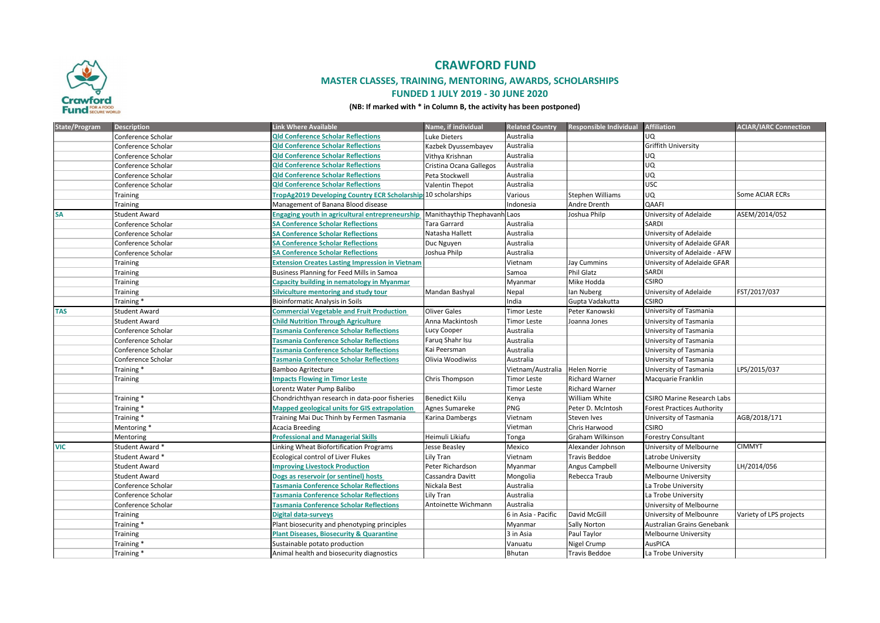# CRAWFORD FUND

## MASTER CLASSES, TRAINING, MENTORING, AWARDS, SCHOLARSHIPS

## FUNDED 1 JULY 2019 - 30 JUNE 2020

**(NB: If marked with * in Column B, the activity has been postponed)**

| State/Program | Description | Link Where Available | Name, if individual | Related Country | Responsible Individual | Affiliation | ACIAR/IARC Connection |
|---|---|---|---|---|---|---|---|
| | Conference Scholar | Qld Conference Scholar Reflections | Luke Dieters | Australia | | UQ | |
| | Conference Scholar | Qld Conference Scholar Reflections | Kazbek Dyussembayev | Australia | | Griffith University | |
| | Conference Scholar | Qld Conference Scholar Reflections | Vithya Krishnan | Australia | | UQ | |
| | Conference Scholar | Qld Conference Scholar Reflections | Cristina Ocana Gallegos | Australia | | UQ | |
| | Conference Scholar | Qld Conference Scholar Reflections | Peta Stockwell | Australia | | UQ | |
| | Conference Scholar | Qld Conference Scholar Reflections | Valentin Thepot | Australia | | USC | |
| | Training | TropAg2019 Developing Country ECR Scholarship | 10 scholarships | Various | Stephen Williams | UQ | Some ACIAR ECRs |
| | Training | Management of Banana Blood disease | | Indonesia | Andre Drenth | QAAFI | |
| SA | Student Award | Engaging youth in agricultural entrepreneurship | Manithaythip Thephavanh | Laos | Joshua Philp | University of Adelaide | ASEM/2014/052 |
| | Conference Scholar | SA Conference Scholar Reflections | Tara Garrard | Australia | | SARDI | |
| | Conference Scholar | SA Conference Scholar Reflections | Natasha Hallett | Australia | | University of Adelaide | |
| | Conference Scholar | SA Conference Scholar Reflections | Duc Nguyen | Australia | | University of Adelaide GFAR | |
| | Conference Scholar | SA Conference Scholar Reflections | Joshua Philp | Australia | | University of Adelaide - AFW | |
| | Training | Extension Creates Lasting Impression in Vietnam | | Vietnam | Jay Cummins | University of Adelaide GFAR | |
| | Training | Business Planning for Feed Mills in Samoa | | Samoa | Phil Glatz | SARDI | |
| | Training | Capacity building in nematology in Myanmar | | Myanmar | Mike Hodda | CSIRO | |
| | Training | Silviculture mentoring and study tour | Mandan Bashyal | Nepal | Ian Nuberg | University of Adelaide | FST/2017/037 |
| | Training * | Bioinformatic Analysis in Soils | | India | Gupta Vadakutta | CSIRO | |
| TAS | Student Award | Commercial Vegetable and Fruit Production | Oliver Gales | Timor Leste | Peter Kanowski | University of Tasmania | |
| | Student Award | Child Nutrition Through Agriculture | Anna Mackintosh | Timor Leste | Joanna Jones | University of Tasmania | |
| | Conference Scholar | Tasmania Conference Scholar Reflections | Lucy Cooper | Australia | | University of Tasmania | |
| | Conference Scholar | Tasmania Conference Scholar Reflections | Faruq Shahr Isu | Australia | | University of Tasmania | |
| | Conference Scholar | Tasmania Conference Scholar Reflections | Kai Peersman | Australia | | University of Tasmania | |
| | Conference Scholar | Tasmania Conference Scholar Reflections | Olivia Woodiwiss | Australia | | University of Tasmania | |
| | Training * | Bamboo Agritecture | | Vietnam/Australia | Helen Norrie | University of Tasmania | LPS/2015/037 |
| | Training | Impacts Flowing in Timor Leste | Chris Thompson | Timor Leste | Richard Warner | Macquarie Franklin | |
| | | Lorentz Water Pump Balibo | | Timor Leste | Richard Warner | | |
| | Training * | Chondrichthyan research in data-poor fisheries | Benedict Kiilu | Kenya | William White | CSIRO Marine Research Labs | |
| | Training * | Mapped geological units for GIS extrapolation | Agnes Sumareke | PNG | Peter D. McIntosh | Forest Practices Authority | |
| | Training * | Training Mai Duc Thinh by Fermen Tasmania | Karina Dambergs | Vietnam | Steven Ives | University of Tasmania | AGB/2018/171 |
| | Mentoring * | Acacia Breeding | | Vietman | Chris Harwood | CSIRO | |
| | Mentoring | Professional and Managerial Skills | Heimuli Likiafu | Tonga | Graham Wilkinson | Forestry Consultant | |
| VIC | Student Award * | Linking Wheat Biofortification Programs | Jesse Beasley | Mexico | Alexander Johnson | University of Melbourne | CIMMYT |
| | Student Award * | Ecological control of Liver Flukes | Lily Tran | Vietnam | Travis Beddoe | Latrobe University | |
| | Student Award | Improving Livestock Production | Peter Richardson | Myanmar | Angus Campbell | Melbourne University | LH/2014/056 |
| | Student Award | Dogs as reservoir (or sentinel) hosts | Cassandra Davitt | Mongolia | Rebecca Traub | Melbourne University | |
| | Conference Scholar | Tasmania Conference Scholar Reflections | Nickala Best | Australia | | La Trobe University | |
| | Conference Scholar | Tasmania Conference Scholar Reflections | Lily Tran | Australia | | La Trobe University | |
| | Conference Scholar | Tasmania Conference Scholar Reflections | Antoinette Wichmann | Australia | | University of Melbourne | |
| | Training | Digital data-surveys | | 6 in Asia - Pacific | David McGill | University of Melbounre | Variety of LPS projects |
| | Training * | Plant biosecurity and phenotyping principles | | Myanmar | Sally Norton | Australian Grains Genebank | |
| | Training | Plant Diseases, Biosecurity & Quarantine | | 3 in Asia | Paul Taylor | Melbourne University | |
| | Training * | Sustainable potato production | | Vanuatu | Nigel Crump | AusPICA | |
| | Training * | Animal health and biosecurity diagnostics | | Bhutan | Travis Beddoe | La Trobe University | |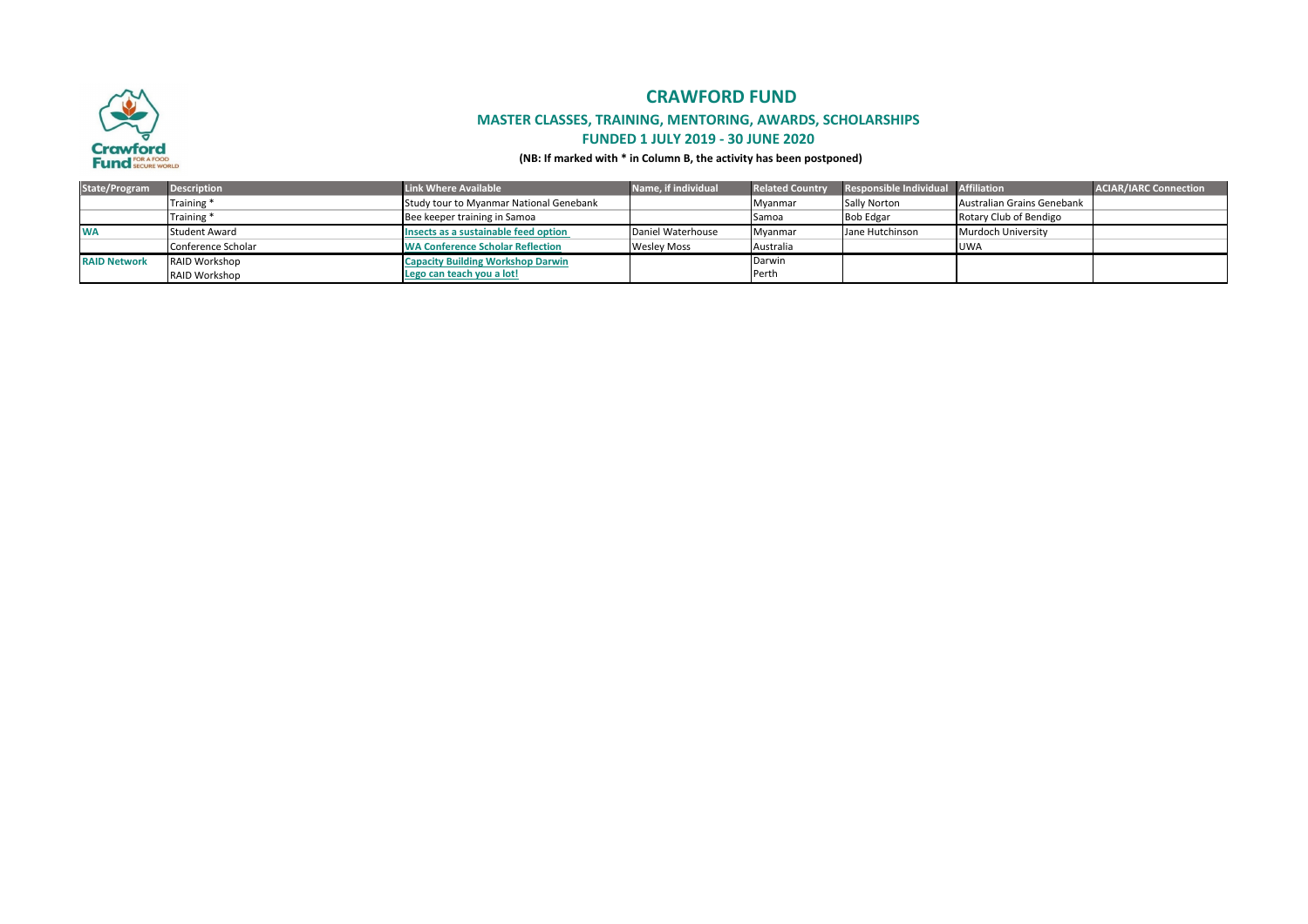# CRAWFORD FUND

## MASTER CLASSES, TRAINING, MENTORING, AWARDS, SCHOLARSHIPS

## FUNDED 1 JULY 2019 - 30 JUNE 2020

**(NB: If marked with * in Column B, the activity has been postponed)**

| State/Program | Description | Link Where Available | Name, if individual | Related Country | Responsible Individual | Affiliation | ACIAR/IARC Connection |
|---|---|---|---|---|---|---|---|
| | Training * | Study tour to Myanmar National Genebank | | Myanmar | Sally Norton | Australian Grains Genebank | |
| | Training * | Bee keeper training in Samoa | | Samoa | Bob Edgar | Rotary Club of Bendigo | |
| **WA** | Student Award | **Insects as a sustainable feed option** | Daniel Waterhouse | Myanmar | Jane Hutchinson | Murdoch University | |
| | Conference Scholar | **WA Conference Scholar Reflection** | Wesley Moss | Australia | | UWA | |
| **RAID Network** | RAID Workshop | **Capacity Building Workshop Darwin** | | Darwin | | | |
| | RAID Workshop | **Lego can teach you a lot!** | | Perth | | | |